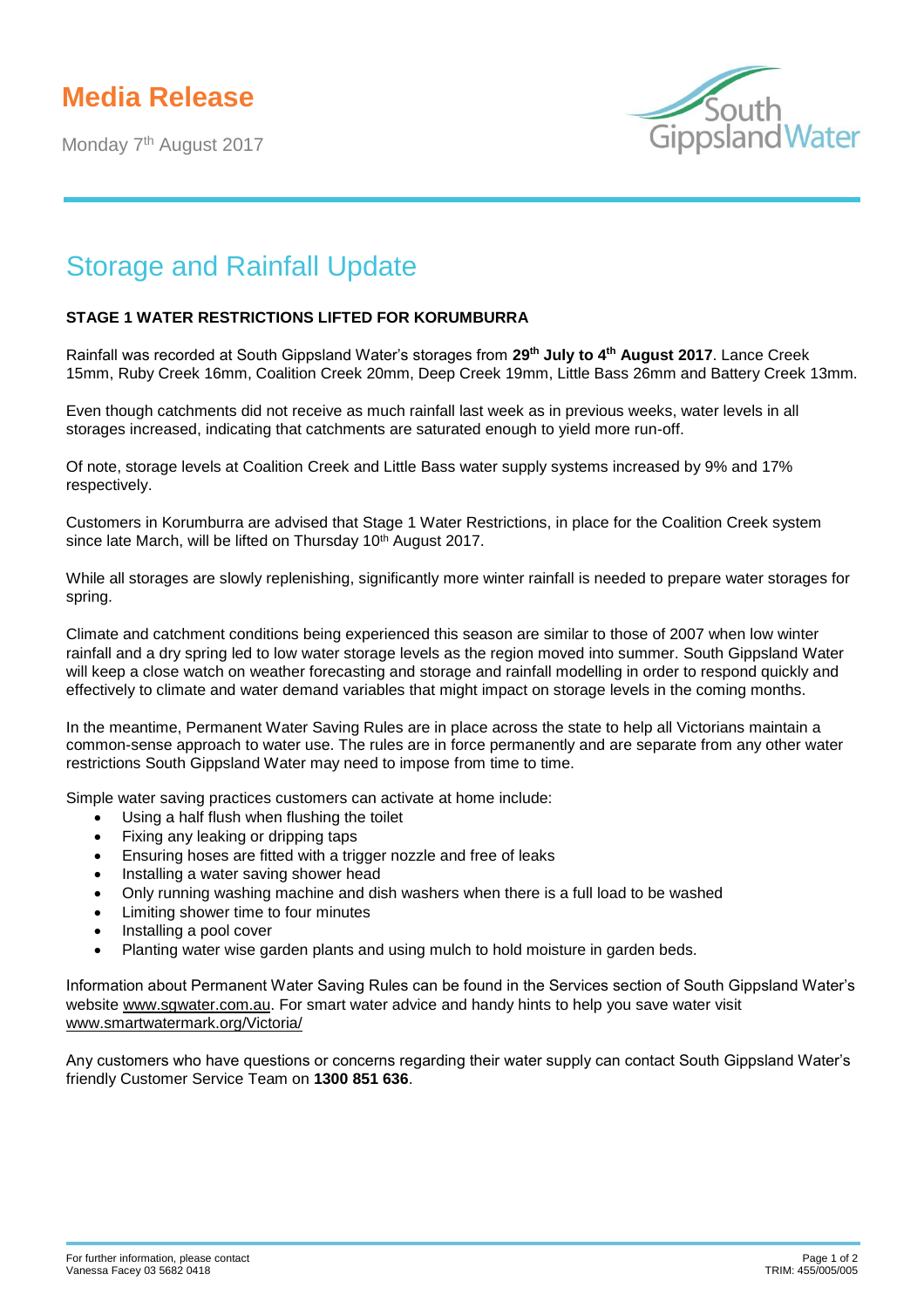# Media Release

Monday 7th August 2017

South Gippsland Water

## Storage and Rainfall Update

**STAGE 1 WATER RESTRICTIONS LIFTED FOR KORUMBURRA**

Rainfall was recorded at South Gippsland Water's storages from **29th July to 4th August 2017**. Lance Creek 15mm, Ruby Creek 16mm, Coalition Creek 20mm, Deep Creek 19mm, Little Bass 26mm and Battery Creek 13mm.

Even though catchments did not receive as much rainfall last week as in previous weeks, water levels in all storages increased, indicating that catchments are saturated enough to yield more run-off.

Of note, storage levels at Coalition Creek and Little Bass water supply systems increased by 9% and 17% respectively.

Customers in Korumburra are advised that Stage 1 Water Restrictions, in place for the Coalition Creek system since late March, will be lifted on Thursday 10th August 2017.

While all storages are slowly replenishing, significantly more winter rainfall is needed to prepare water storages for spring.

Climate and catchment conditions being experienced this season are similar to those of 2007 when low winter rainfall and a dry spring led to low water storage levels as the region moved into summer. South Gippsland Water will keep a close watch on weather forecasting and storage and rainfall modelling in order to respond quickly and effectively to climate and water demand variables that might impact on storage levels in the coming months.

In the meantime, Permanent Water Saving Rules are in place across the state to help all Victorians maintain a common-sense approach to water use. The rules are in force permanently and are separate from any other water restrictions South Gippsland Water may need to impose from time to time.

Simple water saving practices customers can activate at home include:

- Using a half flush when flushing the toilet
- Fixing any leaking or dripping taps
- Ensuring hoses are fitted with a trigger nozzle and free of leaks
- Installing a water saving shower head
- Only running washing machine and dish washers when there is a full load to be washed
- Limiting shower time to four minutes
- Installing a pool cover
- Planting water wise garden plants and using mulch to hold moisture in garden beds.

Information about Permanent Water Saving Rules can be found in the Services section of South Gippsland Water's website www.sgwater.com.au. For smart water advice and handy hints to help you save water visit www.smartwatermark.org/Victoria/

Any customers who have questions or concerns regarding their water supply can contact South Gippsland Water's friendly Customer Service Team on **1300 851 636**.

For further information, please contact
Vanessa Facey 03 5682 0418

TRIM: 455/005/005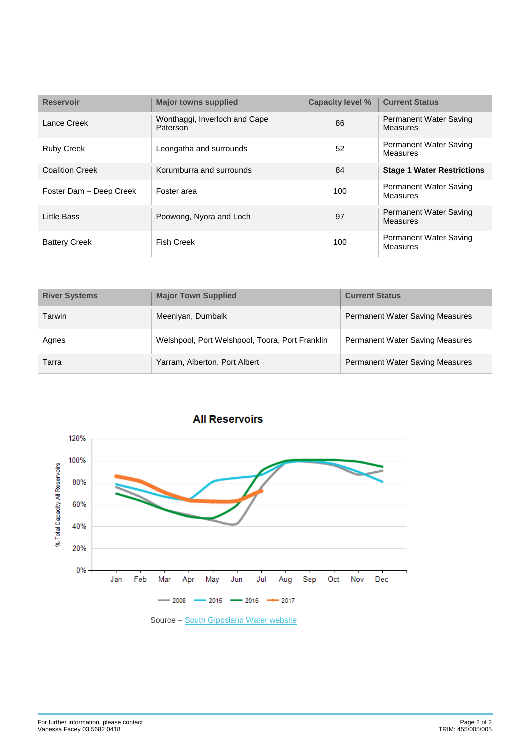| Reservoir | Major towns supplied | Capacity level % | Current Status |
|---|---|---|---|
| Lance Creek | Wonthaggi, Inverloch and Cape Paterson | 86 | Permanent Water Saving Measures |
| Ruby Creek | Leongatha and surrounds | 52 | Permanent Water Saving Measures |
| Coalition Creek | Korumburra and surrounds | 84 | **Stage 1 Water Restrictions** |
| Foster Dam – Deep Creek | Foster area | 100 | Permanent Water Saving Measures |
| Little Bass | Poowong, Nyora and Loch | 97 | Permanent Water Saving Measures |
| Battery Creek | Fish Creek | 100 | Permanent Water Saving Measures |

| River Systems | Major Town Supplied | Current Status |
|---|---|---|
| Tarwin | Meeniyan, Dumbalk | Permanent Water Saving Measures |
| Agnes | Welshpool, Port Welshpool, Toora, Port Franklin | Permanent Water Saving Measures |
| Tarra | Yarram, Alberton, Port Albert | Permanent Water Saving Measures |

**All Reservoirs**

% Total Capacity All Reservoirs

120%
100%
80%
60%
40%
20%
0%

Jan Feb Mar Apr May Jun Jul Aug Sep Oct Nov Dec

2008 2015 2016 2017

Source – South Gippsland Water website

For further information, please contact
Vanessa Facey 03 5682 0418

TRIM: 455/005/005